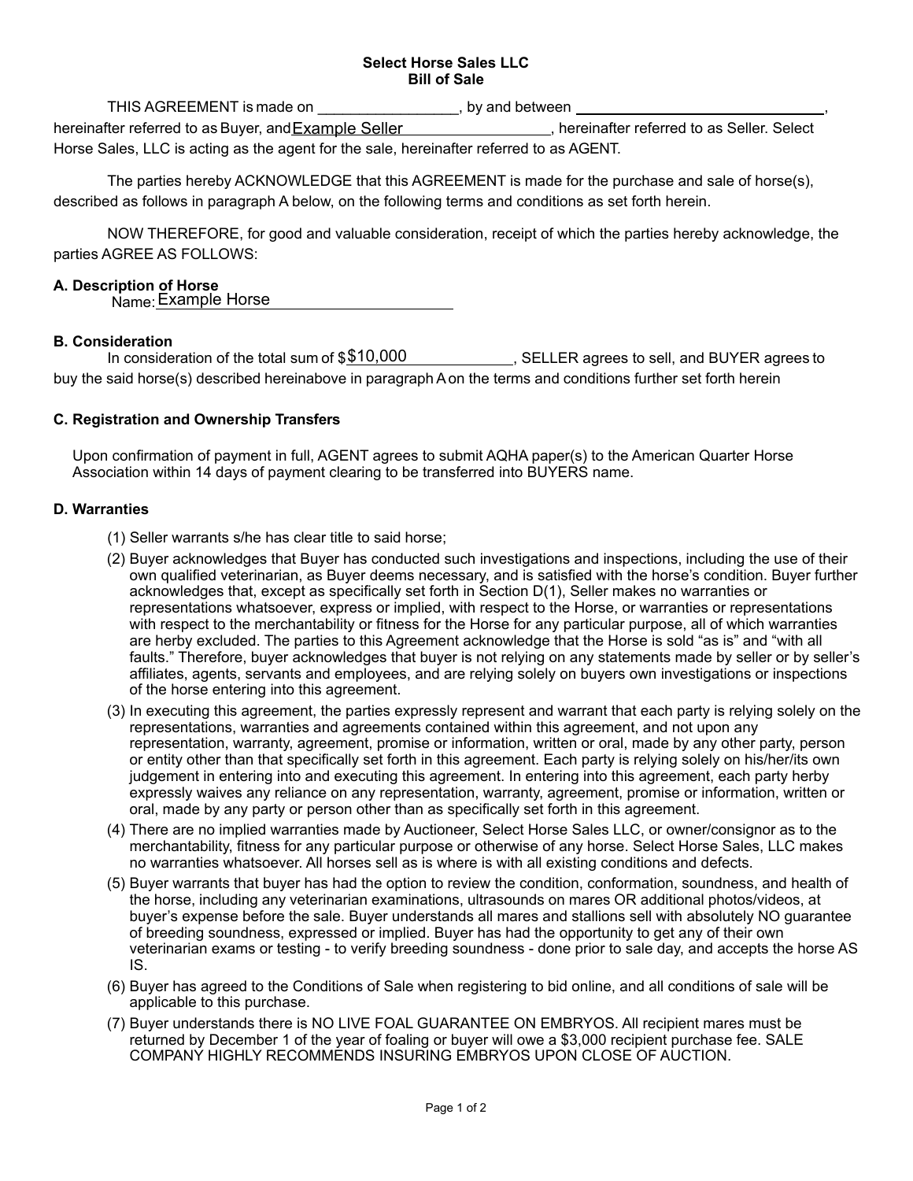**Select Horse Sales LLC**
**Bill of Sale**

THIS AGREEMENT is made on ________________, by and between ______________________________, hereinafter referred to as Buyer, and Example Seller, hereinafter referred to as Seller. Select Horse Sales, LLC is acting as the agent for the sale, hereinafter referred to as AGENT.

The parties hereby ACKNOWLEDGE that this AGREEMENT is made for the purchase and sale of horse(s), described as follows in paragraph A below, on the following terms and conditions as set forth herein.

NOW THEREFORE, for good and valuable consideration, receipt of which the parties hereby acknowledge, the parties AGREE AS FOLLOWS:

**A. Description of Horse**

Name: Example Horse

**B. Consideration**

In consideration of the total sum of $$10,000, SELLER agrees to sell, and BUYER agrees to buy the said horse(s) described hereinabove in paragraph A on the terms and conditions further set forth herein

**C. Registration and Ownership Transfers**

Upon confirmation of payment in full, AGENT agrees to submit AQHA paper(s) to the American Quarter Horse Association within 14 days of payment clearing to be transferred into BUYERS name.

**D. Warranties**

(1) Seller warrants s/he has clear title to said horse;

(2) Buyer acknowledges that Buyer has conducted such investigations and inspections, including the use of their own qualified veterinarian, as Buyer deems necessary, and is satisfied with the horse's condition. Buyer further acknowledges that, except as specifically set forth in Section D(1), Seller makes no warranties or representations whatsoever, express or implied, with respect to the Horse, or warranties or representations with respect to the merchantability or fitness for the Horse for any particular purpose, all of which warranties are herby excluded. The parties to this Agreement acknowledge that the Horse is sold "as is" and "with all faults." Therefore, buyer acknowledges that buyer is not relying on any statements made by seller or by seller's affiliates, agents, servants and employees, and are relying solely on buyers own investigations or inspections of the horse entering into this agreement.

(3) In executing this agreement, the parties expressly represent and warrant that each party is relying solely on the representations, warranties and agreements contained within this agreement, and not upon any representation, warranty, agreement, promise or information, written or oral, made by any other party, person or entity other than that specifically set forth in this agreement. Each party is relying solely on his/her/its own judgement in entering into and executing this agreement. In entering into this agreement, each party herby expressly waives any reliance on any representation, warranty, agreement, promise or information, written or oral, made by any party or person other than as specifically set forth in this agreement.

(4) There are no implied warranties made by Auctioneer, Select Horse Sales LLC, or owner/consignor as to the merchantability, fitness for any particular purpose or otherwise of any horse. Select Horse Sales, LLC makes no warranties whatsoever. All horses sell as is where is with all existing conditions and defects.

(5) Buyer warrants that buyer has had the option to review the condition, conformation, soundness, and health of the horse, including any veterinarian examinations, ultrasounds on mares OR additional photos/videos, at buyer's expense before the sale. Buyer understands all mares and stallions sell with absolutely NO guarantee of breeding soundness, expressed or implied. Buyer has had the opportunity to get any of their own veterinarian exams or testing - to verify breeding soundness - done prior to sale day, and accepts the horse AS IS.

(6) Buyer has agreed to the Conditions of Sale when registering to bid online, and all conditions of sale will be applicable to this purchase.

(7) Buyer understands there is NO LIVE FOAL GUARANTEE ON EMBRYOS. All recipient mares must be returned by December 1 of the year of foaling or buyer will owe a $3,000 recipient purchase fee. SALE COMPANY HIGHLY RECOMMENDS INSURING EMBRYOS UPON CLOSE OF AUCTION.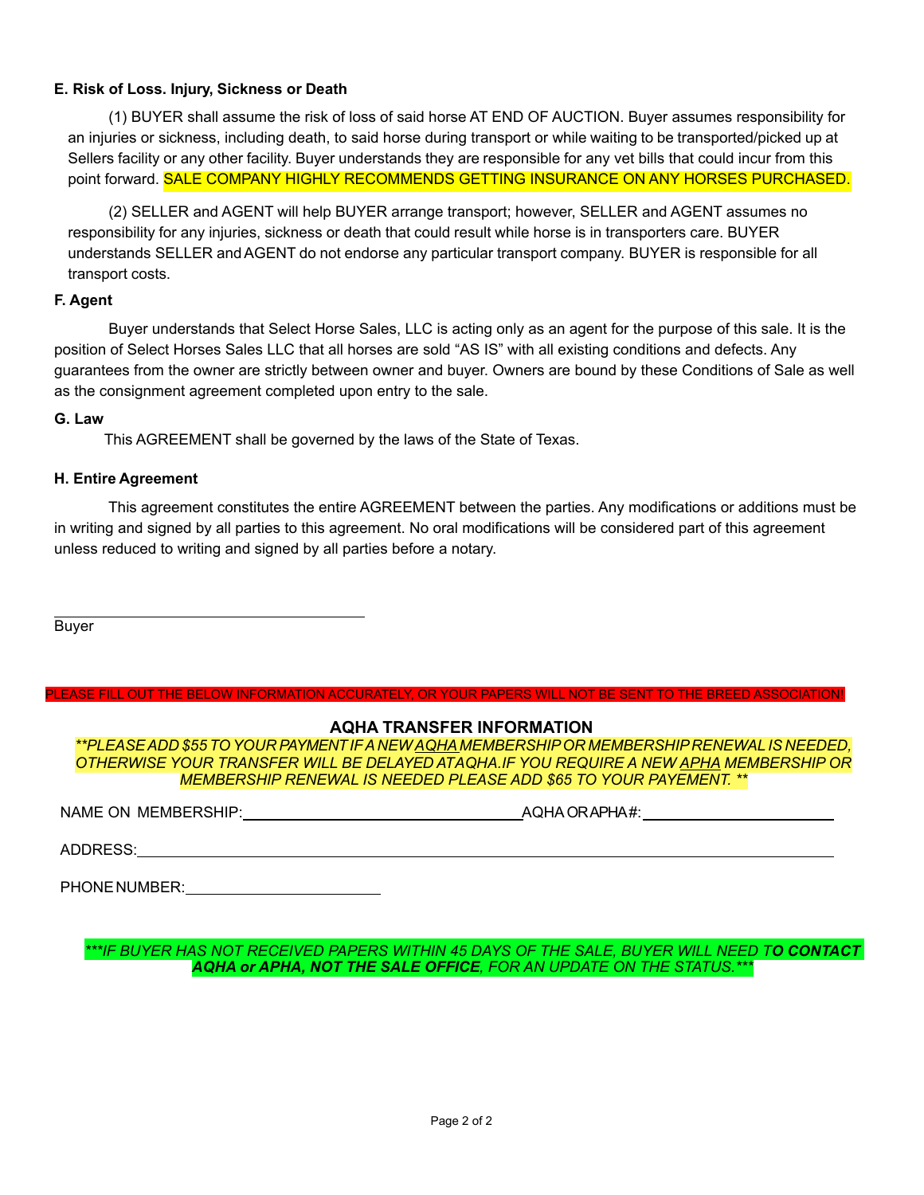**E. Risk of Loss. Injury, Sickness or Death**

(1) BUYER shall assume the risk of loss of said horse AT END OF AUCTION. Buyer assumes responsibility for an injuries or sickness, including death, to said horse during transport or while waiting to be transported/picked up at Sellers facility or any other facility. Buyer understands they are responsible for any vet bills that could incur from this point forward. SALE COMPANY HIGHLY RECOMMENDS GETTING INSURANCE ON ANY HORSES PURCHASED.

(2) SELLER and AGENT will help BUYER arrange transport; however, SELLER and AGENT assumes no responsibility for any injuries, sickness or death that could result while horse is in transporters care. BUYER understands SELLER and AGENT do not endorse any particular transport company. BUYER is responsible for all transport costs.

**F. Agent**

Buyer understands that Select Horse Sales, LLC is acting only as an agent for the purpose of this sale. It is the position of Select Horses Sales LLC that all horses are sold "AS IS" with all existing conditions and defects. Any guarantees from the owner are strictly between owner and buyer. Owners are bound by these Conditions of Sale as well as the consignment agreement completed upon entry to the sale.

**G. Law**

This AGREEMENT shall be governed by the laws of the State of Texas.

**H. Entire Agreement**

This agreement constitutes the entire AGREEMENT between the parties. Any modifications or additions must be in writing and signed by all parties to this agreement. No oral modifications will be considered part of this agreement unless reduced to writing and signed by all parties before a notary.

______________________________________
Buyer

PLEASE FILL OUT THE BELOW INFORMATION ACCURATELY, OR YOUR PAPERS WILL NOT BE SENT TO THE BREED ASSOCIATION!

## AQHA TRANSFER INFORMATION

*\*\*PLEASE ADD $55 TO YOUR PAYMENT IF A NEW AQHA MEMBERSHIP OR MEMBERSHIP RENEWAL IS NEEDED, OTHERWISE YOUR TRANSFER WILL BE DELAYED AT AQHA. IF YOU REQUIRE A NEW APHA MEMBERSHIP OR MEMBERSHIP RENEWAL IS NEEDED PLEASE ADD $65 TO YOUR PAYEMENT. \*\**

NAME ON MEMBERSHIP:______________________________ AQHA OR APHA #:______________________

ADDRESS:________________________________________________________________________

PHONE NUMBER:______________________

*\*\*\*IF BUYER HAS NOT RECEIVED PAPERS WITHIN 45 DAYS OF THE SALE, BUYER WILL NEED T**O CONTACT AQHA or APHA, NOT THE SALE OFFICE**, FOR AN UPDATE ON THE STATUS.\*\*\**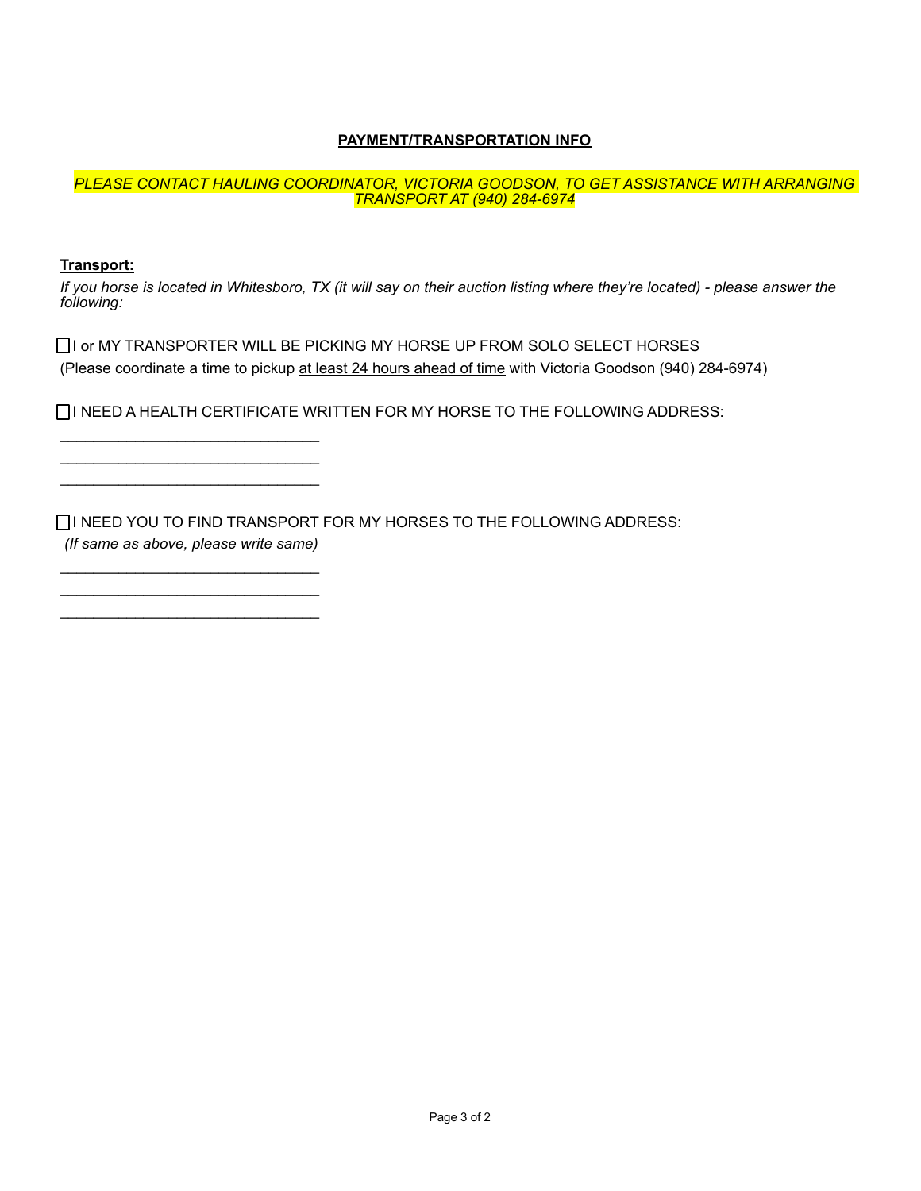## PAYMENT/TRANSPORTATION INFO

*PLEASE CONTACT HAULING COORDINATOR, VICTORIA GOODSON, TO GET ASSISTANCE WITH ARRANGING TRANSPORT AT (940) 284-6974*

**Transport:**

*If you horse is located in Whitesboro, TX (it will say on their auction listing where they're located) - please answer the following:*

☐ I or MY TRANSPORTER WILL BE PICKING MY HORSE UP FROM SOLO SELECT HORSES
(Please coordinate a time to pickup at least 24 hours ahead of time with Victoria Goodson (940) 284-6974)

☐ I NEED A HEALTH CERTIFICATE WRITTEN FOR MY HORSE TO THE FOLLOWING ADDRESS:

______________________________
______________________________
______________________________

☐ I NEED YOU TO FIND TRANSPORT FOR MY HORSES TO THE FOLLOWING ADDRESS:
*(If same as above, please write same)*

______________________________
______________________________
______________________________